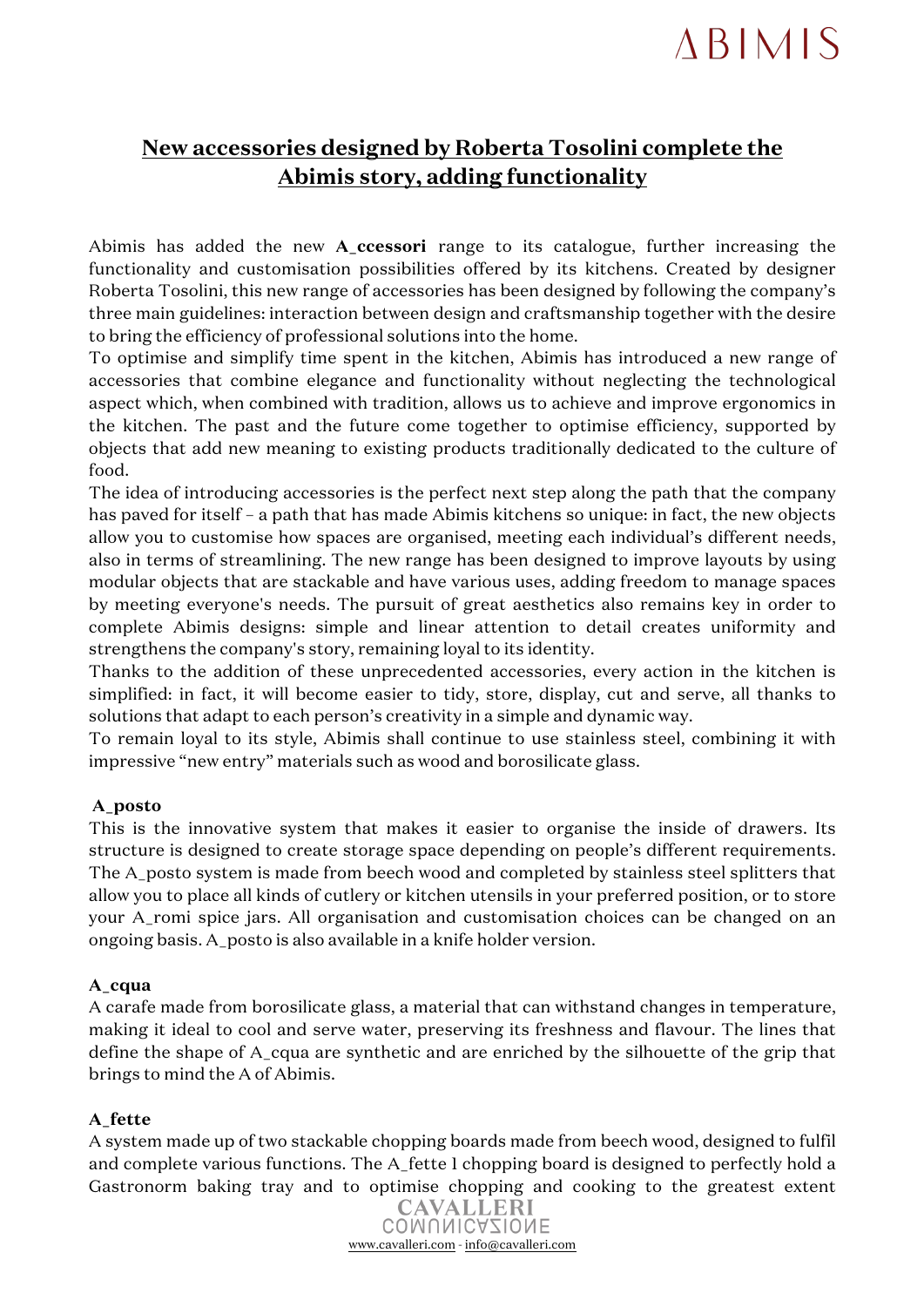# New accessories designed by Roberta Tosolini complete the Abimis story, adding functionality

Abimis has added the new **A_ccessori** range to its catalogue, further increasing the functionality and customisation possibilities offered by its kitchens. Created by designer Roberta Tosolini, this new range of accessories has been designed by following the company's three main guidelines: interaction between design and craftsmanship together with the desire to bring the efficiency of professional solutions into the home.

To optimise and simplify time spent in the kitchen, Abimis has introduced a new range of accessories that combine elegance and functionality without neglecting the technological aspect which, when combined with tradition, allows us to achieve and improve ergonomics in the kitchen. The past and the future come together to optimise efficiency, supported by objects that add new meaning to existing products traditionally dedicated to the culture of food.

The idea of introducing accessories is the perfect next step along the path that the company has paved for itself – a path that has made Abimis kitchens so unique: in fact, the new objects allow you to customise how spaces are organised, meeting each individual's different needs, also in terms of streamlining. The new range has been designed to improve layouts by using modular objects that are stackable and have various uses, adding freedom to manage spaces by meeting everyone's needs. The pursuit of great aesthetics also remains key in order to complete Abimis designs: simple and linear attention to detail creates uniformity and strengthens the company's story, remaining loyal to its identity.

Thanks to the addition of these unprecedented accessories, every action in the kitchen is simplified: in fact, it will become easier to tidy, store, display, cut and serve, all thanks to solutions that adapt to each person's creativity in a simple and dynamic way.

To remain loyal to its style, Abimis shall continue to use stainless steel, combining it with impressive "new entry" materials such as wood and borosilicate glass.

**A_posto**

This is the innovative system that makes it easier to organise the inside of drawers. Its structure is designed to create storage space depending on people's different requirements. The A_posto system is made from beech wood and completed by stainless steel splitters that allow you to place all kinds of cutlery or kitchen utensils in your preferred position, or to store your A_romi spice jars. All organisation and customisation choices can be changed on an ongoing basis. A_posto is also available in a knife holder version.

**A_cqua**

A carafe made from borosilicate glass, a material that can withstand changes in temperature, making it ideal to cool and serve water, preserving its freshness and flavour. The lines that define the shape of A_cqua are synthetic and are enriched by the silhouette of the grip that brings to mind the A of Abimis.

**A_fette**

A system made up of two stackable chopping boards made from beech wood, designed to fulfil and complete various functions. The A_fette 1 chopping board is designed to perfectly hold a Gastronorm baking tray and to optimise chopping and cooking to the greatest extent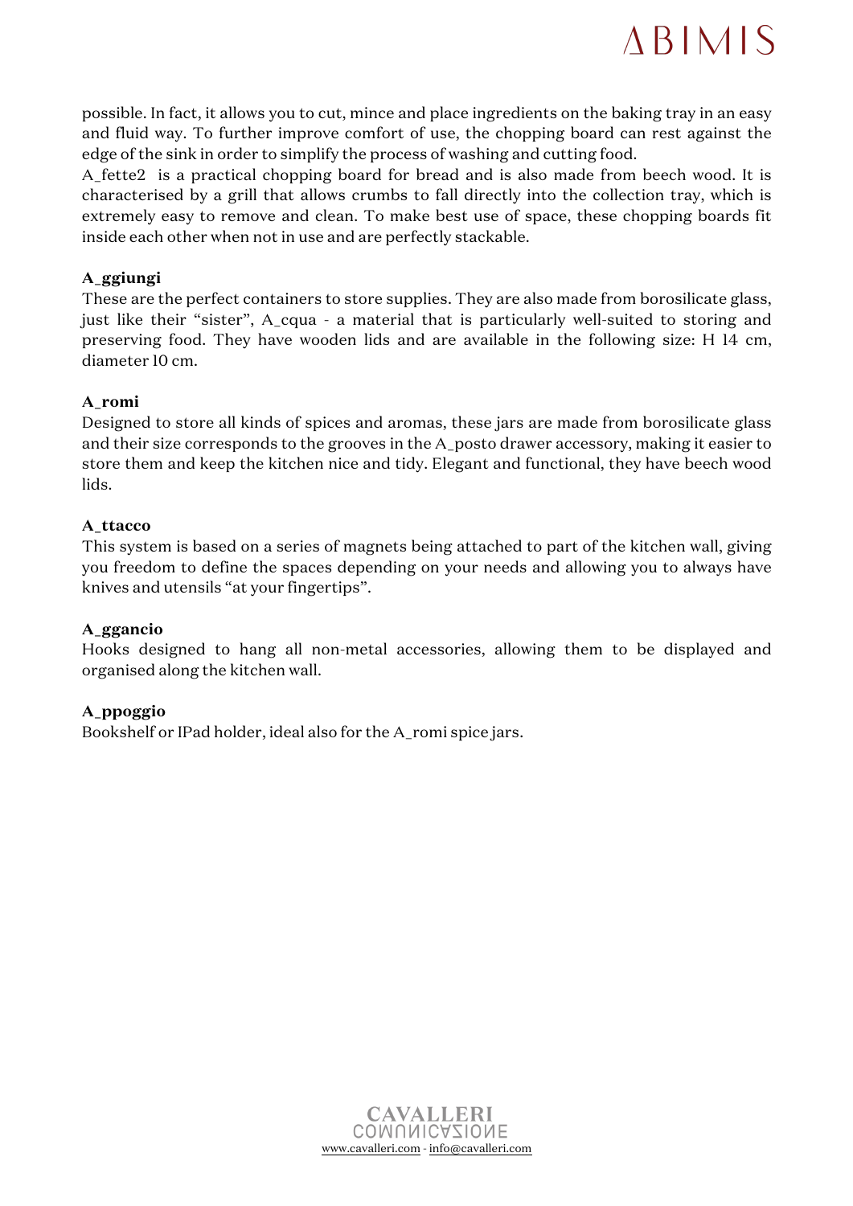possible. In fact, it allows you to cut, mince and place ingredients on the baking tray in an easy and fluid way. To further improve comfort of use, the chopping board can rest against the edge of the sink in order to simplify the process of washing and cutting food.
A_fette2 is a practical chopping board for bread and is also made from beech wood. It is characterised by a grill that allows crumbs to fall directly into the collection tray, which is extremely easy to remove and clean. To make best use of space, these chopping boards fit inside each other when not in use and are perfectly stackable.

**A_ggiungi**
These are the perfect containers to store supplies. They are also made from borosilicate glass, just like their "sister", A_cqua - a material that is particularly well-suited to storing and preserving food. They have wooden lids and are available in the following size: H 14 cm, diameter 10 cm.

**A_romi**
Designed to store all kinds of spices and aromas, these jars are made from borosilicate glass and their size corresponds to the grooves in the A_posto drawer accessory, making it easier to store them and keep the kitchen nice and tidy. Elegant and functional, they have beech wood lids.

**A_ttacco**
This system is based on a series of magnets being attached to part of the kitchen wall, giving you freedom to define the spaces depending on your needs and allowing you to always have knives and utensils "at your fingertips".

**A_ggancio**
Hooks designed to hang all non-metal accessories, allowing them to be displayed and organised along the kitchen wall.

**A_ppoggio**
Bookshelf or IPad holder, ideal also for the A_romi spice jars.